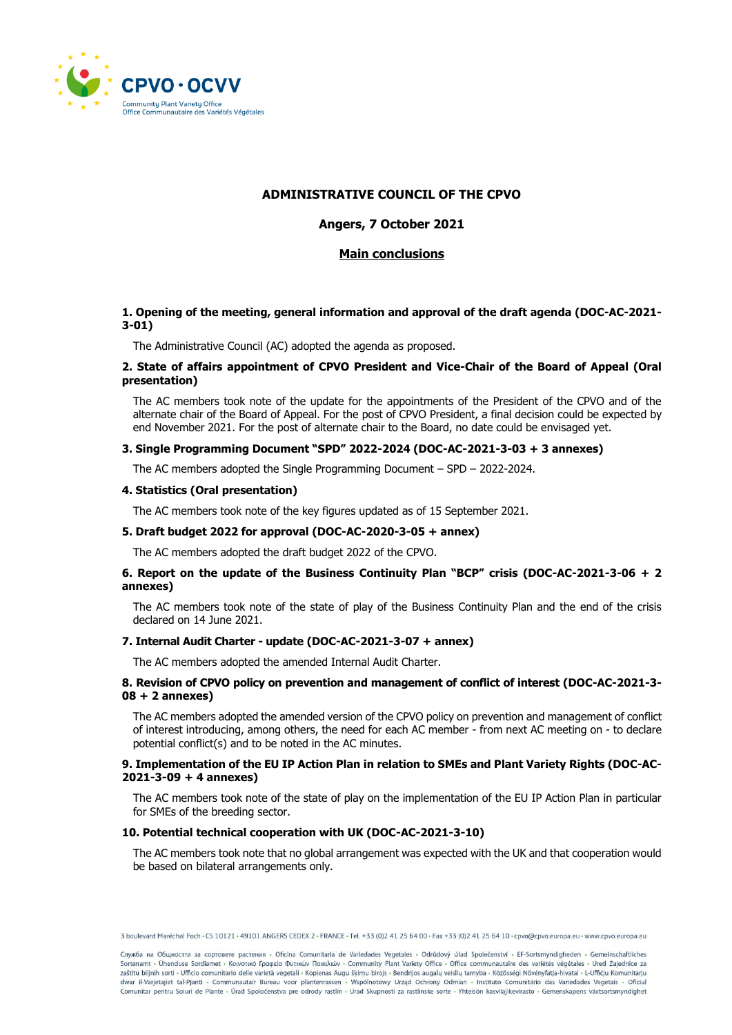CPVO · OCVV

Community Plant Variety Office
Office Communautaire des Variétés Végétales

# ADMINISTRATIVE COUNCIL OF THE CPVO

**Angers, 7 October 2021**

**Main conclusions**

### 1. Opening of the meeting, general information and approval of the draft agenda (DOC-AC-2021-3-01)

The Administrative Council (AC) adopted the agenda as proposed.

### 2. State of affairs appointment of CPVO President and Vice-Chair of the Board of Appeal (Oral presentation)

The AC members took note of the update for the appointments of the President of the CPVO and of the alternate chair of the Board of Appeal. For the post of CPVO President, a final decision could be expected by end November 2021. For the post of alternate chair to the Board, no date could be envisaged yet.

### 3. Single Programming Document "SPD" 2022-2024 (DOC-AC-2021-3-03 + 3 annexes)

The AC members adopted the Single Programming Document – SPD – 2022-2024.

### 4. Statistics (Oral presentation)

The AC members took note of the key figures updated as of 15 September 2021.

### 5. Draft budget 2022 for approval (DOC-AC-2020-3-05 + annex)

The AC members adopted the draft budget 2022 of the CPVO.

### 6. Report on the update of the Business Continuity Plan "BCP" crisis (DOC-AC-2021-3-06 + 2 annexes)

The AC members took note of the state of play of the Business Continuity Plan and the end of the crisis declared on 14 June 2021.

### 7. Internal Audit Charter - update (DOC-AC-2021-3-07 + annex)

The AC members adopted the amended Internal Audit Charter.

### 8. Revision of CPVO policy on prevention and management of conflict of interest (DOC-AC-2021-3-08 + 2 annexes)

The AC members adopted the amended version of the CPVO policy on prevention and management of conflict of interest introducing, among others, the need for each AC member - from next AC meeting on - to declare potential conflict(s) and to be noted in the AC minutes.

### 9. Implementation of the EU IP Action Plan in relation to SMEs and Plant Variety Rights (DOC-AC-2021-3-09 + 4 annexes)

The AC members took note of the state of play on the implementation of the EU IP Action Plan in particular for SMEs of the breeding sector.

### 10. Potential technical cooperation with UK (DOC-AC-2021-3-10)

The AC members took note that no global arrangement was expected with the UK and that cooperation would be based on bilateral arrangements only.

3 boulevard Maréchal Foch • CS 10121 • 49101 ANGERS CEDEX 2 • FRANCE • Tel. +33 (0)2 41 25 64 00 • Fax +33 (0)2 41 25 64 10 • cpvo@cpvo.europa.eu • www.cpvo.europa.eu

Служба на Общността за сортовете растения • Oficina Comunitaria de Variedades Vegetales • Odrůdový úřad Společenství • EF-Sortsmyndigheden • Gemeinschaftliches Sortenamt • Ühenduse Sordiamet • Κοινοτικό Γραφείο Φυτικών Ποικιλιών • Community Plant Variety Office • Office communautaire des variétés végétales • Ured Zajednice za zaštitu biljnih sorti • Ufficio comunitario delle varietà vegetali • Kopienas Augu šķirņu birojs • Bendrijos augalų veislių tarnyba • Közösségi Növényfajta-hivatal • L-Uffiċċju Komunitarju dwar il-Varjetajiet tal-Pjanti • Communautair Bureau voor plantenrassen • Wspólnotowy Urząd Ochrony Odmian • Instituto Comunitário das Variedades Vegetais • Oficiul Comunitar pentru Soiuri de Plante • Úrad Spoločenstva pre odrody rastlín • Urad Skupnosti za rastlinske sorte • Yhteisön kasvilajikevirasto • Gemenskapens växtsortsmyndighet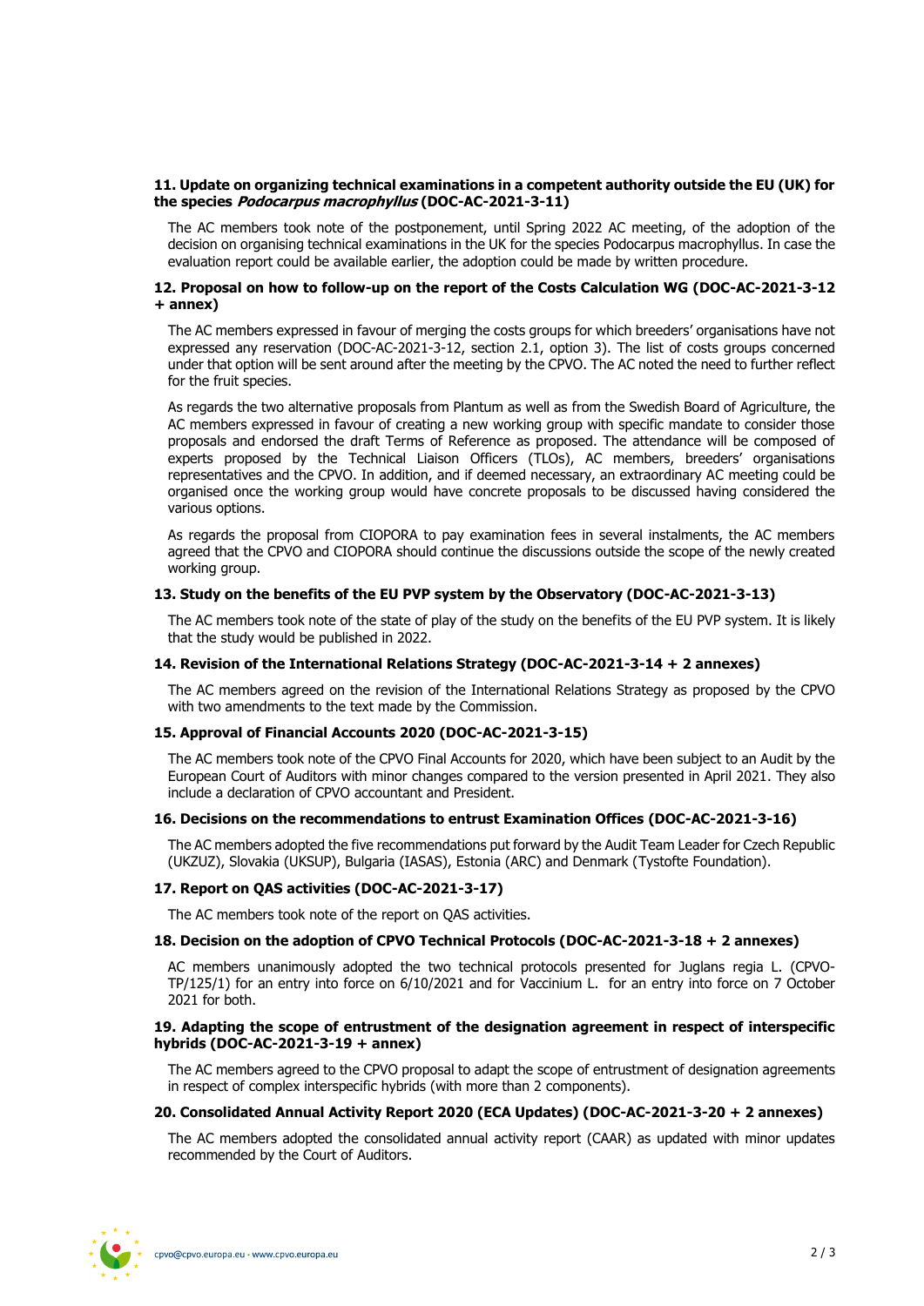**11. Update on organizing technical examinations in a competent authority outside the EU (UK) for the species *Podocarpus macrophyllus* (DOC-AC-2021-3-11)**

The AC members took note of the postponement, until Spring 2022 AC meeting, of the adoption of the decision on organising technical examinations in the UK for the species Podocarpus macrophyllus. In case the evaluation report could be available earlier, the adoption could be made by written procedure.

**12. Proposal on how to follow-up on the report of the Costs Calculation WG (DOC-AC-2021-3-12 + annex)**

The AC members expressed in favour of merging the costs groups for which breeders' organisations have not expressed any reservation (DOC-AC-2021-3-12, section 2.1, option 3). The list of costs groups concerned under that option will be sent around after the meeting by the CPVO. The AC noted the need to further reflect for the fruit species.

As regards the two alternative proposals from Plantum as well as from the Swedish Board of Agriculture, the AC members expressed in favour of creating a new working group with specific mandate to consider those proposals and endorsed the draft Terms of Reference as proposed. The attendance will be composed of experts proposed by the Technical Liaison Officers (TLOs), AC members, breeders' organisations representatives and the CPVO. In addition, and if deemed necessary, an extraordinary AC meeting could be organised once the working group would have concrete proposals to be discussed having considered the various options.

As regards the proposal from CIOPORA to pay examination fees in several instalments, the AC members agreed that the CPVO and CIOPORA should continue the discussions outside the scope of the newly created working group.

**13. Study on the benefits of the EU PVP system by the Observatory (DOC-AC-2021-3-13)**

The AC members took note of the state of play of the study on the benefits of the EU PVP system. It is likely that the study would be published in 2022.

**14. Revision of the International Relations Strategy (DOC-AC-2021-3-14 + 2 annexes)**

The AC members agreed on the revision of the International Relations Strategy as proposed by the CPVO with two amendments to the text made by the Commission.

**15. Approval of Financial Accounts 2020 (DOC-AC-2021-3-15)**

The AC members took note of the CPVO Final Accounts for 2020, which have been subject to an Audit by the European Court of Auditors with minor changes compared to the version presented in April 2021. They also include a declaration of CPVO accountant and President.

**16. Decisions on the recommendations to entrust Examination Offices (DOC-AC-2021-3-16)**

The AC members adopted the five recommendations put forward by the Audit Team Leader for Czech Republic (UKZUZ), Slovakia (UKSUP), Bulgaria (IASAS), Estonia (ARC) and Denmark (Tystofte Foundation).

**17. Report on QAS activities (DOC-AC-2021-3-17)**

The AC members took note of the report on QAS activities.

**18. Decision on the adoption of CPVO Technical Protocols (DOC-AC-2021-3-18 + 2 annexes)**

AC members unanimously adopted the two technical protocols presented for Juglans regia L. (CPVO-TP/125/1) for an entry into force on 6/10/2021 and for Vaccinium L. for an entry into force on 7 October 2021 for both.

**19. Adapting the scope of entrustment of the designation agreement in respect of interspecific hybrids (DOC-AC-2021-3-19 + annex)**

The AC members agreed to the CPVO proposal to adapt the scope of entrustment of designation agreements in respect of complex interspecific hybrids (with more than 2 components).

**20. Consolidated Annual Activity Report 2020 (ECA Updates) (DOC-AC-2021-3-20 + 2 annexes)**

The AC members adopted the consolidated annual activity report (CAAR) as updated with minor updates recommended by the Court of Auditors.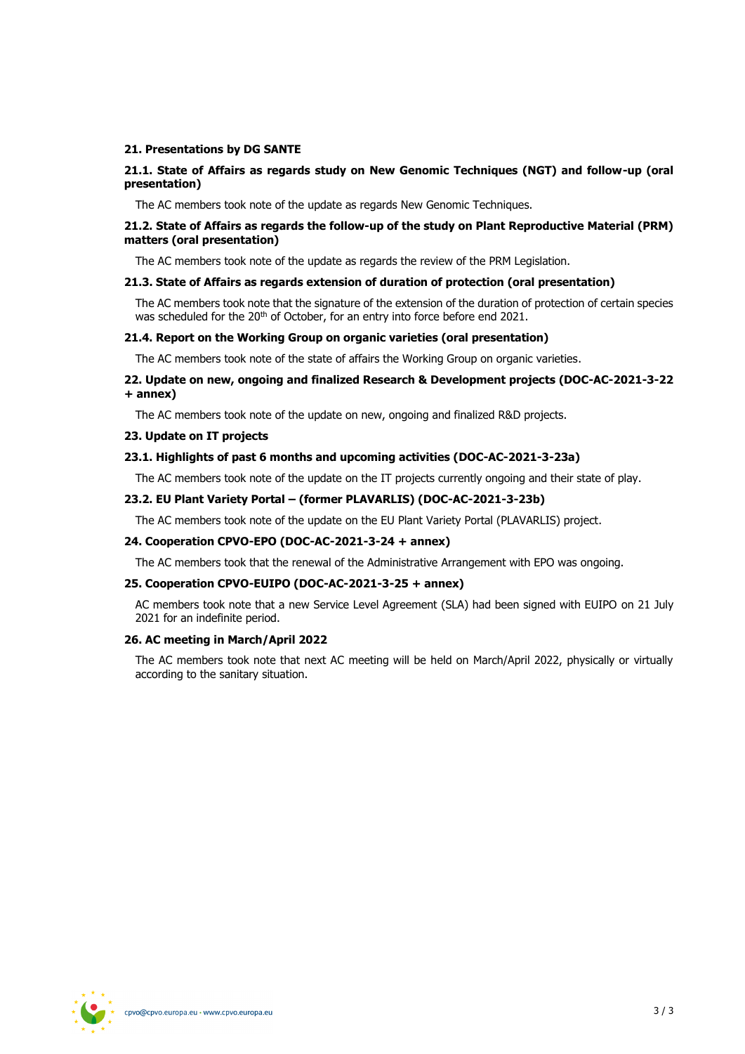**21. Presentations by DG SANTE**

**21.1. State of Affairs as regards study on New Genomic Techniques (NGT) and follow-up (oral presentation)**

The AC members took note of the update as regards New Genomic Techniques.

**21.2. State of Affairs as regards the follow-up of the study on Plant Reproductive Material (PRM) matters (oral presentation)**

The AC members took note of the update as regards the review of the PRM Legislation.

**21.3. State of Affairs as regards extension of duration of protection (oral presentation)**

The AC members took note that the signature of the extension of the duration of protection of certain species was scheduled for the 20th of October, for an entry into force before end 2021.

**21.4. Report on the Working Group on organic varieties (oral presentation)**

The AC members took note of the state of affairs the Working Group on organic varieties.

**22. Update on new, ongoing and finalized Research & Development projects (DOC-AC-2021-3-22 + annex)**

The AC members took note of the update on new, ongoing and finalized R&D projects.

**23. Update on IT projects**

**23.1. Highlights of past 6 months and upcoming activities (DOC-AC-2021-3-23a)**

The AC members took note of the update on the IT projects currently ongoing and their state of play.

**23.2. EU Plant Variety Portal – (former PLAVARLIS) (DOC-AC-2021-3-23b)**

The AC members took note of the update on the EU Plant Variety Portal (PLAVARLIS) project.

**24. Cooperation CPVO-EPO (DOC-AC-2021-3-24 + annex)**

The AC members took that the renewal of the Administrative Arrangement with EPO was ongoing.

**25. Cooperation CPVO-EUIPO (DOC-AC-2021-3-25 + annex)**

AC members took note that a new Service Level Agreement (SLA) had been signed with EUIPO on 21 July 2021 for an indefinite period.

**26. AC meeting in March/April 2022**

The AC members took note that next AC meeting will be held on March/April 2022, physically or virtually according to the sanitary situation.